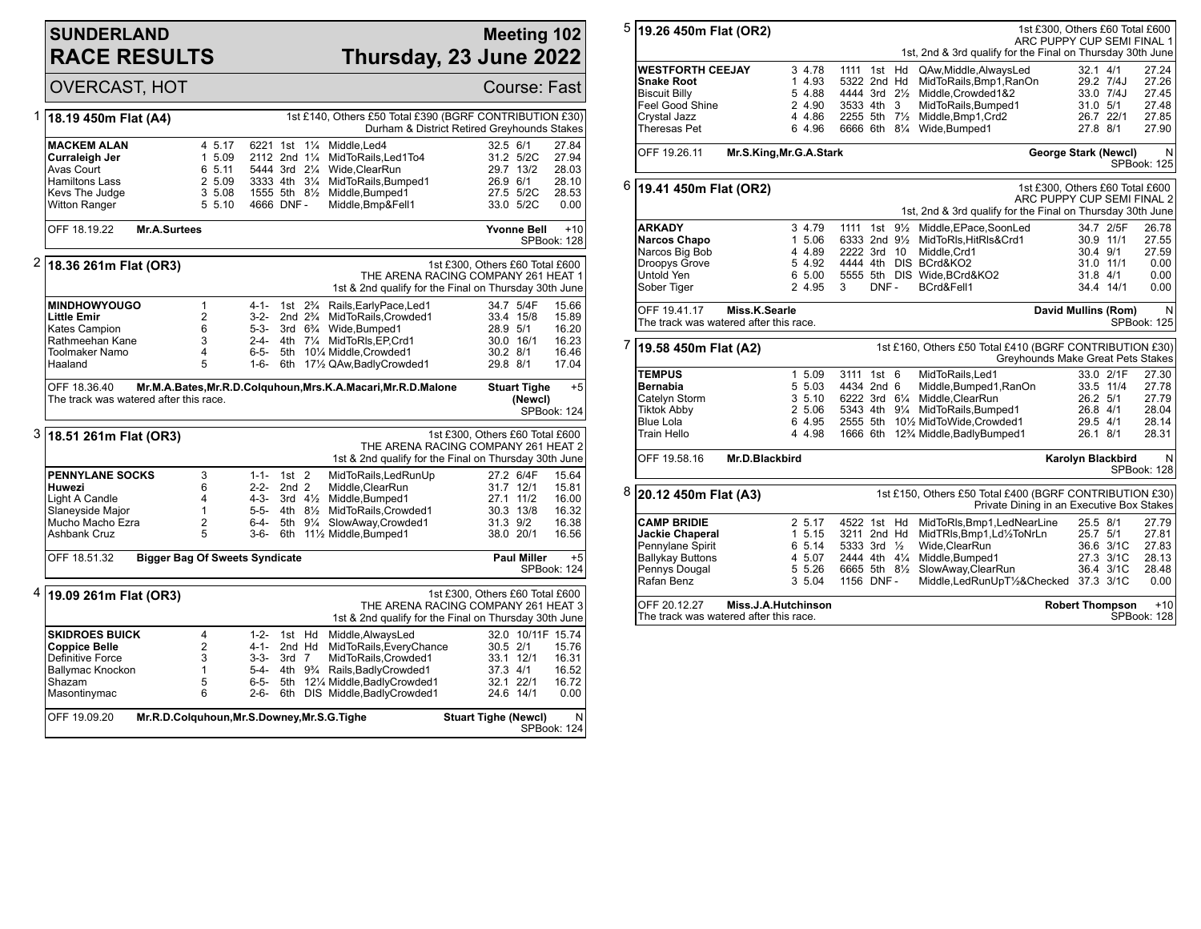# SUNDERLAND RACE RESULTS

## Meeting 102 Thursday, 23 June 2022

OVERCAST, HOT — Course: Fast

### 1 18.19 450m Flat (A4)

1st £140, Others £50 Total £390 (BGRF CONTRIBUTION £30) Durham & District Retired Greyhounds Stakes

| Greyhound | Trap | Split | Bends | Pos | Dist | Remarks | Wt | SP | Time |
|---|---|---|---|---|---|---|---|---|---|
| **MACKEM ALAN** | 4 | 5.17 | 6221 | 1st | 1¼ | Middle,Led4 | 32.5 | 6/1 | 27.84 |
| **Curraleigh Jer** | 1 | 5.09 | 2112 | 2nd | 1¼ | MidToRails,Led1To4 | 31.2 | 5/2C | 27.94 |
| Avas Court | 6 | 5.11 | 5444 | 3rd | 2¼ | Wide,ClearRun | 29.7 | 13/2 | 28.03 |
| Hamiltons Lass | 2 | 5.09 | 3333 | 4th | 3¼ | MidToRails,Bumped1 | 26.9 | 6/1 | 28.10 |
| Kevs The Judge | 3 | 5.08 | 1555 | 5th | 8½ | Middle,Bumped1 | 27.5 | 5/2C | 28.53 |
| Witton Ranger | 5 | 5.10 | 4666 | DNF | - | Middle,Bmp&Fell1 | 33.0 | 5/2C | 0.00 |

OFF 18.19.22 **Mr.A.Surtees** — **Yvonne Bell** +10 SPBook: 128

### 2 18.36 261m Flat (OR3)

1st £300, Others £60 Total £600 THE ARENA RACING COMPANY 261 HEAT 1 1st & 2nd qualify for the Final on Thursday 30th June

| Greyhound | Trap | Bends | Pos | Dist | Remarks | Wt | SP | Time |
|---|---|---|---|---|---|---|---|---|
| **MINDHOWYOUGO** | 1 | 4-1- | 1st | 2¾ | Rails,EarlyPace,Led1 | 34.7 | 5/4F | 15.66 |
| **Little Emir** | 2 | 3-2- | 2nd | 2¾ | MidToRails,Crowded1 | 33.4 | 15/8 | 15.89 |
| Kates Campion | 6 | 5-3- | 3rd | 6¾ | Wide,Bumped1 | 28.9 | 5/1 | 16.20 |
| Rathmeehan Kane | 3 | 2-4- | 4th | 7¼ | MidToRls,EP,Crd1 | 30.0 | 16/1 | 16.23 |
| Toolmaker Namo | 4 | 6-5- | 5th | 10¼ | Middle,Crowded1 | 30.2 | 8/1 | 16.46 |
| Haaland | 5 | 1-6- | 6th | 17½ | QAw,BadlyCrowded1 | 29.8 | 8/1 | 17.04 |

OFF 18.36.40 **Mr.M.A.Bates,Mr.R.D.Colquhoun,Mrs.K.A.Macari,Mr.R.D.Malone** — **Stuart Tighe (Newcl)** +5 SPBook: 124

The track was watered after this race.

### 3 18.51 261m Flat (OR3)

1st £300, Others £60 Total £600 THE ARENA RACING COMPANY 261 HEAT 2 1st & 2nd qualify for the Final on Thursday 30th June

| Greyhound | Trap | Bends | Pos | Dist | Remarks | Wt | SP | Time |
|---|---|---|---|---|---|---|---|---|
| **PENNYLANE SOCKS** | 3 | 1-1- | 1st | 2 | MidToRails,LedRunUp | 27.2 | 6/4F | 15.64 |
| **Huwezi** | 6 | 2-2- | 2nd | 2 | Middle,ClearRun | 31.7 | 12/1 | 15.81 |
| Light A Candle | 4 | 4-3- | 3rd | 4½ | Middle,Bumped1 | 27.1 | 11/2 | 16.00 |
| Slaneyside Major | 1 | 5-5- | 4th | 8½ | MidToRails,Crowded1 | 30.3 | 13/8 | 16.32 |
| Mucho Macho Ezra | 2 | 6-4- | 5th | 9¼ | SlowAway,Crowded1 | 31.3 | 9/2 | 16.38 |
| Ashbank Cruz | 5 | 3-6- | 6th | 11½ | Middle,Bumped1 | 38.0 | 20/1 | 16.56 |

OFF 18.51.32 **Bigger Bag Of Sweets Syndicate** — **Paul Miller** +5 SPBook: 124

### 4 19.09 261m Flat (OR3)

1st £300, Others £60 Total £600 THE ARENA RACING COMPANY 261 HEAT 3 1st & 2nd qualify for the Final on Thursday 30th June

| Greyhound | Trap | Bends | Pos | Dist | Remarks | Wt | SP | Time |
|---|---|---|---|---|---|---|---|---|
| **SKIDROES BUICK** | 4 | 1-2- | 1st | Hd | Middle,AlwaysLed | 32.0 | 10/11F | 15.74 |
| **Coppice Belle** | 2 | 4-1- | 2nd | Hd | MidToRails,EveryChance | 30.5 | 2/1 | 15.76 |
| Definitive Force | 3 | 3-3- | 3rd | 7 | MidToRails,Crowded1 | 33.1 | 12/1 | 16.31 |
| Ballymac Knockon | 1 | 5-4- | 4th | 9¾ | Rails,BadlyCrowded1 | 37.3 | 4/1 | 16.52 |
| Shazam | 5 | 6-5- | 5th | 12¼ | Middle,BadlyCrowded1 | 32.1 | 22/1 | 16.72 |
| Masontinymac | 6 | 2-6- | 6th | DIS | Middle,BadlyCrowded1 | 24.6 | 14/1 | 0.00 |

OFF 19.09.20 **Mr.R.D.Colquhoun,Mr.S.Downey,Mr.S.G.Tighe** — **Stuart Tighe (Newcl)** N SPBook: 124

### 5 19.26 450m Flat (OR2)

1st £300, Others £60 Total £600 ARC PUPPY CUP SEMI FINAL 1 1st, 2nd & 3rd qualify for the Final on Thursday 30th June

| Greyhound | Trap | Split | Bends | Pos | Dist | Remarks | Wt | SP | Time |
|---|---|---|---|---|---|---|---|---|---|
| **WESTFORTH CEEJAY** | 3 | 4.78 | 1111 | 1st | Hd | QAw,Middle,AlwaysLed | 32.1 | 4/1 | 27.24 |
| **Snake Root** | 1 | 4.93 | 5322 | 2nd | Hd | MidToRails,Bmp1,RanOn | 29.2 | 7/4J | 27.26 |
| **Biscuit Billy** | 5 | 4.88 | 4444 | 3rd | 2½ | Middle,Crowded1&2 | 33.0 | 7/4J | 27.45 |
| Feel Good Shine | 2 | 4.90 | 3533 | 4th | 3 | MidToRails,Bumped1 | 31.0 | 5/1 | 27.48 |
| Crystal Jazz | 4 | 4.86 | 2255 | 5th | 7½ | Middle,Bmp1,Crd2 | 26.7 | 22/1 | 27.85 |
| Theresas Pet | 6 | 4.96 | 6666 | 6th | 8¼ | Wide,Bumped1 | 27.8 | 8/1 | 27.90 |

OFF 19.26.11 **Mr.S.King,Mr.G.A.Stark** — **George Stark (Newcl)** N SPBook: 125

### 6 19.41 450m Flat (OR2)

1st £300, Others £60 Total £600 ARC PUPPY CUP SEMI FINAL 2 1st, 2nd & 3rd qualify for the Final on Thursday 30th June

| Greyhound | Trap | Split | Bends | Pos | Dist | Remarks | Wt | SP | Time |
|---|---|---|---|---|---|---|---|---|---|
| **ARKADY** | 3 | 4.79 | 1111 | 1st | 9½ | Middle,EPace,SoonLed | 34.7 | 2/5F | 26.78 |
| **Narcos Chapo** | 1 | 5.06 | 6333 | 2nd | 9½ | MidToRls,HitRls&Crd1 | 30.9 | 11/1 | 27.55 |
| **Narcos Big Bob** | 4 | 4.89 | 2222 | 3rd | 10 | Middle,Crd1 | 30.4 | 9/1 | 27.59 |
| Droopys Grove | 5 | 4.92 | 4444 | 4th | DIS | BCrd&KO2 | 31.0 | 11/1 | 0.00 |
| Untold Yen | 6 | 5.00 | 5555 | 5th | DIS | Wide,BCrd&KO2 | 31.8 | 4/1 | 0.00 |
| Sober Tiger | 2 | 4.95 | 3 | DNF | - | BCrd&Fell1 | 34.4 | 14/1 | 0.00 |

OFF 19.41.17 **Miss.K.Searle** — **David Mullins (Rom)** N SPBook: 125

The track was watered after this race.

### 7 19.58 450m Flat (A2)

1st £160, Others £50 Total £410 (BGRF CONTRIBUTION £30) Greyhounds Make Great Pets Stakes

| Greyhound | Trap | Split | Bends | Pos | Dist | Remarks | Wt | SP | Time |
|---|---|---|---|---|---|---|---|---|---|
| **TEMPUS** | 1 | 5.09 | 3111 | 1st | 6 | MidToRails,Led1 | 33.0 | 2/1F | 27.30 |
| **Bernabia** | 5 | 5.03 | 4434 | 2nd | 6 | Middle,Bumped1,RanOn | 33.5 | 11/4 | 27.78 |
| Catelyn Storm | 3 | 5.10 | 6222 | 3rd | 6¼ | Middle,ClearRun | 26.2 | 5/1 | 27.79 |
| Tiktok Abby | 2 | 5.06 | 5343 | 4th | 9¼ | MidToRails,Bumped1 | 26.8 | 4/1 | 28.04 |
| Blue Lola | 6 | 4.95 | 2555 | 5th | 10½ | MidToWide,Crowded1 | 29.5 | 4/1 | 28.14 |
| Train Hello | 4 | 4.98 | 1666 | 6th | 12¾ | Middle,BadlyBumped1 | 26.1 | 8/1 | 28.31 |

OFF 19.58.16 **Mr.D.Blackbird** — **Karolyn Blackbird** N SPBook: 128

### 8 20.12 450m Flat (A3)

1st £150, Others £50 Total £400 (BGRF CONTRIBUTION £30) Private Dining in an Executive Box Stakes

| Greyhound | Trap | Split | Bends | Pos | Dist | Remarks | Wt | SP | Time |
|---|---|---|---|---|---|---|---|---|---|
| **CAMP BRIDIE** | 2 | 5.17 | 4522 | 1st | Hd | MidToRls,Bmp1,LedNearLine | 25.5 | 8/1 | 27.79 |
| **Jackie Chaperal** | 1 | 5.15 | 3211 | 2nd | Hd | MidTRls,Bmp1,Ld½ToNrLn | 25.7 | 5/1 | 27.81 |
| Pennylane Spirit | 6 | 5.14 | 5333 | 3rd | ½ | Wide,ClearRun | 36.6 | 3/1C | 27.83 |
| Ballykay Buttons | 4 | 5.07 | 2444 | 4th | 4¼ | Middle,Bumped1 | 27.3 | 3/1C | 28.13 |
| Pennys Dougal | 5 | 5.26 | 6665 | 5th | 8½ | SlowAway,ClearRun | 36.4 | 3/1C | 28.48 |
| Rafan Benz | 3 | 5.04 | 1156 | DNF | - | Middle,LedRunUpT½&Checked | 37.3 | 3/1C | 0.00 |

OFF 20.12.27 **Miss.J.A.Hutchinson** — **Robert Thompson** +10 SPBook: 128

The track was watered after this race.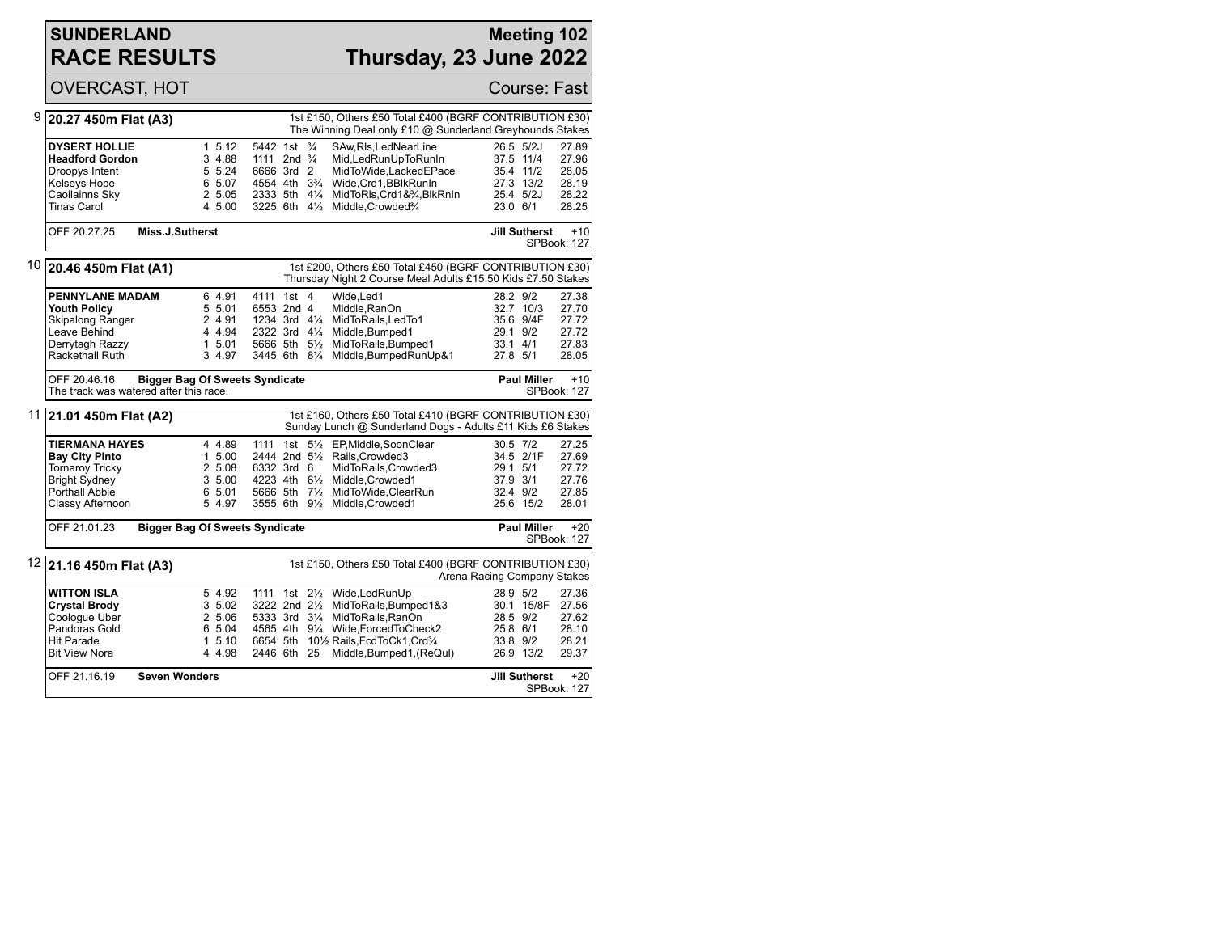# SUNDERLAND RACE RESULTS

**Meeting 102**
**Thursday, 23 June 2022**

OVERCAST, HOT — Course: Fast

## 9 — 20.27 450m Flat (A3)

1st £150, Others £50 Total £400 (BGRF CONTRIBUTION £30)
The Winning Deal only £10 @ Sunderland Greyhounds Stakes

| | | | | | | | | | |
|---|---|---|---|---|---|---|---|---|---|
| **DYSERT HOLLIE** | 1 | 5.12 | 5442 | 1st | ¾ | SAw,Rls,LedNearLine | 26.5 | 5/2J | 27.89 |
| **Headford Gordon** | 3 | 4.88 | 1111 | 2nd | ¾ | Mid,LedRunUpToRunIn | 37.5 | 11/4 | 27.96 |
| Droopys Intent | 5 | 5.24 | 6666 | 3rd | 2 | MidToWide,LackedEPace | 35.4 | 11/2 | 28.05 |
| Kelseys Hope | 6 | 5.07 | 4554 | 4th | 3¾ | Wide,Crd1,BBlkRunIn | 27.3 | 13/2 | 28.19 |
| Caoilainns Sky | 2 | 5.05 | 2333 | 5th | 4¼ | MidToRls,Crd1&¾,BlkRnIn | 25.4 | 5/2J | 28.22 |
| Tinas Carol | 4 | 5.00 | 3225 | 6th | 4½ | Middle,Crowded¾ | 23.0 | 6/1 | 28.25 |

OFF 20.27.25 **Miss.J.Sutherst** — **Jill Sutherst** +10 SPBook: 127

## 10 — 20.46 450m Flat (A1)

1st £200, Others £50 Total £450 (BGRF CONTRIBUTION £30)
Thursday Night 2 Course Meal Adults £15.50 Kids £7.50 Stakes

| | | | | | | | | | |
|---|---|---|---|---|---|---|---|---|---|
| **PENNYLANE MADAM** | 6 | 4.91 | 4111 | 1st | 4 | Wide,Led1 | 28.2 | 9/2 | 27.38 |
| **Youth Policy** | 5 | 5.01 | 6553 | 2nd | 4 | Middle,RanOn | 32.7 | 10/3 | 27.70 |
| Skipalong Ranger | 2 | 4.91 | 1234 | 3rd | 4¼ | MidToRails,LedTo1 | 35.6 | 9/4F | 27.72 |
| Leave Behind | 4 | 4.94 | 2322 | 3rd | 4¼ | Middle,Bumped1 | 29.1 | 9/2 | 27.72 |
| Derrytagh Razzy | 1 | 5.01 | 5666 | 5th | 5½ | MidToRails,Bumped1 | 33.1 | 4/1 | 27.83 |
| Rackethall Ruth | 3 | 4.97 | 3445 | 6th | 8¼ | Middle,BumpedRunUp&1 | 27.8 | 5/1 | 28.05 |

OFF 20.46.16 **Bigger Bag Of Sweets Syndicate** — **Paul Miller** +10 SPBook: 127

The track was watered after this race.

## 11 — 21.01 450m Flat (A2)

1st £160, Others £50 Total £410 (BGRF CONTRIBUTION £30)
Sunday Lunch @ Sunderland Dogs - Adults £11 Kids £6 Stakes

| | | | | | | | | | |
|---|---|---|---|---|---|---|---|---|---|
| **TIERMANA HAYES** | 4 | 4.89 | 1111 | 1st | 5½ | EP,Middle,SoonClear | 30.5 | 7/2 | 27.25 |
| **Bay City Pinto** | 1 | 5.00 | 2444 | 2nd | 5½ | Rails,Crowded3 | 34.5 | 2/1F | 27.69 |
| Tornaroy Tricky | 2 | 5.08 | 6332 | 3rd | 6 | MidToRails,Crowded3 | 29.1 | 5/1 | 27.72 |
| Bright Sydney | 3 | 5.00 | 4223 | 4th | 6½ | Middle,Crowded1 | 37.9 | 3/1 | 27.76 |
| Porthall Abbie | 6 | 5.01 | 5666 | 5th | 7½ | MidToWide,ClearRun | 32.4 | 9/2 | 27.85 |
| Classy Afternoon | 5 | 4.97 | 3555 | 6th | 9½ | Middle,Crowded1 | 25.6 | 15/2 | 28.01 |

OFF 21.01.23 **Bigger Bag Of Sweets Syndicate** — **Paul Miller** +20 SPBook: 127

## 12 — 21.16 450m Flat (A3)

1st £150, Others £50 Total £400 (BGRF CONTRIBUTION £30)
Arena Racing Company Stakes

| | | | | | | | | | |
|---|---|---|---|---|---|---|---|---|---|
| **WITTON ISLA** | 5 | 4.92 | 1111 | 1st | 2½ | Wide,LedRunUp | 28.9 | 5/2 | 27.36 |
| **Crystal Brody** | 3 | 5.02 | 3222 | 2nd | 2½ | MidToRails,Bumped1&3 | 30.1 | 15/8F | 27.56 |
| Coologue Uber | 2 | 5.06 | 5333 | 3rd | 3¼ | MidToRails,RanOn | 28.5 | 9/2 | 27.62 |
| Pandoras Gold | 6 | 5.04 | 4565 | 4th | 9¼ | Wide,ForcedToCheck2 | 25.8 | 6/1 | 28.10 |
| Hit Parade | 1 | 5.10 | 6654 | 5th | 10½ | Rails,FcdToCk1,Crd¾ | 33.8 | 9/2 | 28.21 |
| Bit View Nora | 4 | 4.98 | 2446 | 6th | 25 | Middle,Bumped1,(ReQul) | 26.9 | 13/2 | 29.37 |

OFF 21.16.19 **Seven Wonders** — **Jill Sutherst** +20 SPBook: 127